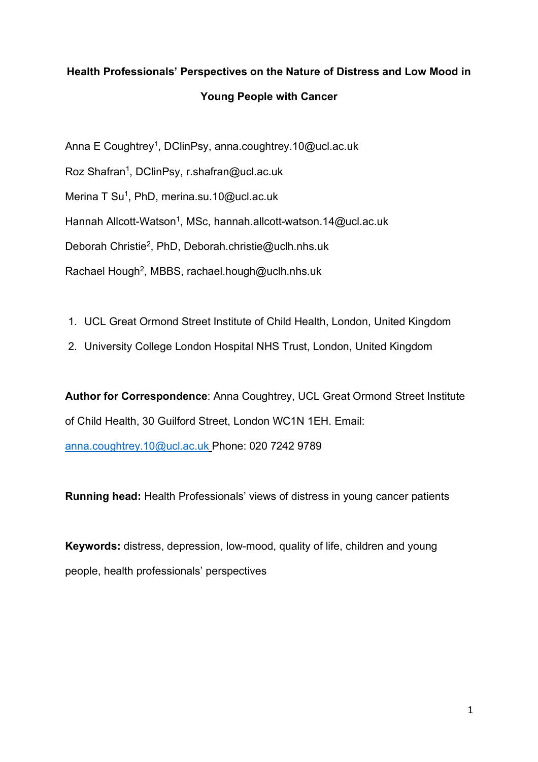# Health Professionals' Perspectives on the Nature of Distress and Low Mood in Young People with Cancer

Anna E Coughtrey[1], DClinPsy, anna.coughtrey.10@ucl.ac.uk

Roz Shafran[1], DClinPsy, r.shafran@ucl.ac.uk

Merina T Su[1], PhD, merina.su.10@ucl.ac.uk

Hannah Allcott-Watson[1], MSc, hannah.allcott-watson.14@ucl.ac.uk

Deborah Christie[2], PhD, Deborah.christie@uclh.nhs.uk

Rachael Hough[2], MBBS, rachael.hough@uclh.nhs.uk

1. UCL Great Ormond Street Institute of Child Health, London, United Kingdom
2. University College London Hospital NHS Trust, London, United Kingdom

**Author for Correspondence**: Anna Coughtrey, UCL Great Ormond Street Institute of Child Health, 30 Guilford Street, London WC1N 1EH. Email: anna.coughtrey.10@ucl.ac.uk Phone: 020 7242 9789

**Running head:** Health Professionals' views of distress in young cancer patients

**Keywords:** distress, depression, low-mood, quality of life, children and young people, health professionals' perspectives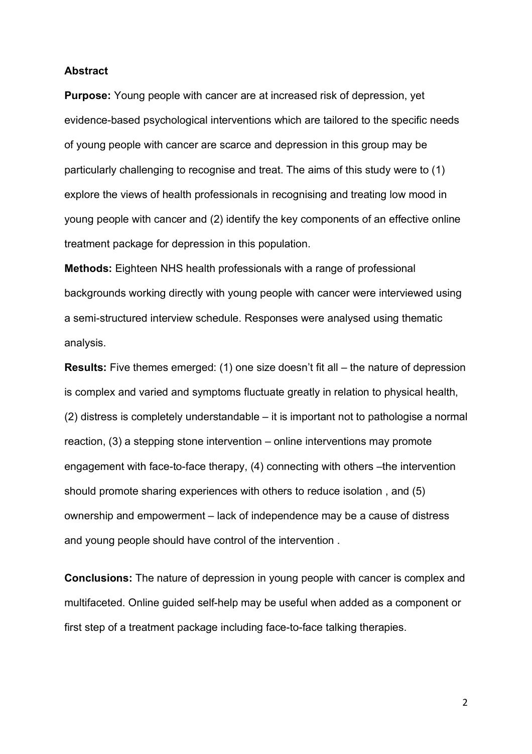## Abstract

**Purpose:** Young people with cancer are at increased risk of depression, yet evidence-based psychological interventions which are tailored to the specific needs of young people with cancer are scarce and depression in this group may be particularly challenging to recognise and treat. The aims of this study were to (1) explore the views of health professionals in recognising and treating low mood in young people with cancer and (2) identify the key components of an effective online treatment package for depression in this population.

**Methods:** Eighteen NHS health professionals with a range of professional backgrounds working directly with young people with cancer were interviewed using a semi-structured interview schedule. Responses were analysed using thematic analysis.

**Results:** Five themes emerged: (1) one size doesn't fit all – the nature of depression is complex and varied and symptoms fluctuate greatly in relation to physical health, (2) distress is completely understandable – it is important not to pathologise a normal reaction, (3) a stepping stone intervention – online interventions may promote engagement with face-to-face therapy, (4) connecting with others –the intervention should promote sharing experiences with others to reduce isolation , and (5) ownership and empowerment – lack of independence may be a cause of distress and young people should have control of the intervention .

**Conclusions:** The nature of depression in young people with cancer is complex and multifaceted. Online guided self-help may be useful when added as a component or first step of a treatment package including face-to-face talking therapies.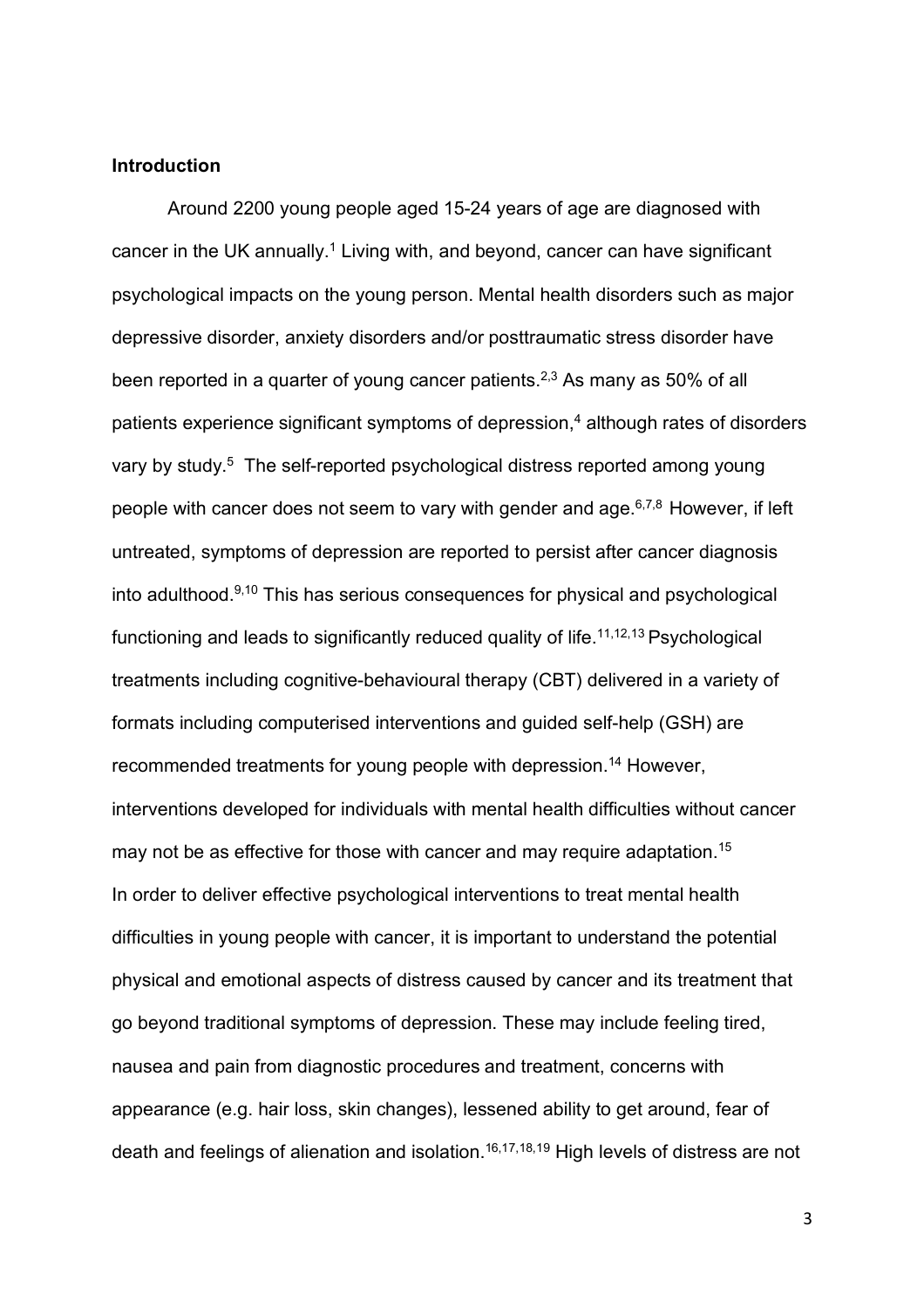## Introduction

Around 2200 young people aged 15-24 years of age are diagnosed with cancer in the UK annually.[1] Living with, and beyond, cancer can have significant psychological impacts on the young person. Mental health disorders such as major depressive disorder, anxiety disorders and/or posttraumatic stress disorder have been reported in a quarter of young cancer patients.[2,3] As many as 50% of all patients experience significant symptoms of depression,[4] although rates of disorders vary by study.[5] The self-reported psychological distress reported among young people with cancer does not seem to vary with gender and age.[6,7,8] However, if left untreated, symptoms of depression are reported to persist after cancer diagnosis into adulthood.[9,10] This has serious consequences for physical and psychological functioning and leads to significantly reduced quality of life.[11,12,13] Psychological treatments including cognitive-behavioural therapy (CBT) delivered in a variety of formats including computerised interventions and guided self-help (GSH) are recommended treatments for young people with depression.[14] However, interventions developed for individuals with mental health difficulties without cancer may not be as effective for those with cancer and may require adaptation.[15]

In order to deliver effective psychological interventions to treat mental health difficulties in young people with cancer, it is important to understand the potential physical and emotional aspects of distress caused by cancer and its treatment that go beyond traditional symptoms of depression. These may include feeling tired, nausea and pain from diagnostic procedures and treatment, concerns with appearance (e.g. hair loss, skin changes), lessened ability to get around, fear of death and feelings of alienation and isolation.[16,17,18,19] High levels of distress are not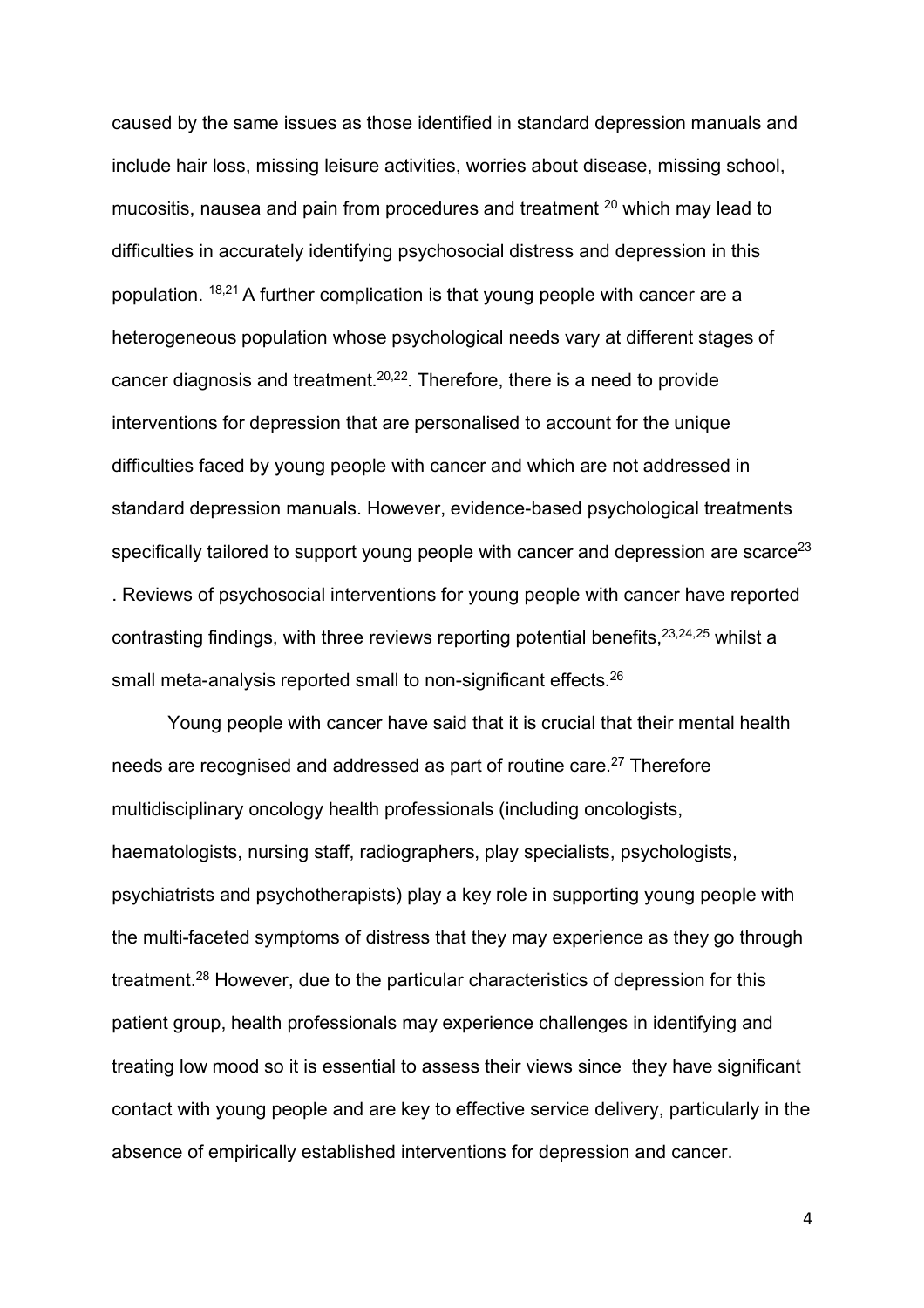caused by the same issues as those identified in standard depression manuals and include hair loss, missing leisure activities, worries about disease, missing school, mucositis, nausea and pain from procedures and treatment [20] which may lead to difficulties in accurately identifying psychosocial distress and depression in this population. [18,21] A further complication is that young people with cancer are a heterogeneous population whose psychological needs vary at different stages of cancer diagnosis and treatment.[20,22]. Therefore, there is a need to provide interventions for depression that are personalised to account for the unique difficulties faced by young people with cancer and which are not addressed in standard depression manuals. However, evidence-based psychological treatments specifically tailored to support young people with cancer and depression are scarce[23] . Reviews of psychosocial interventions for young people with cancer have reported contrasting findings, with three reviews reporting potential benefits,[23,24,25] whilst a small meta-analysis reported small to non-significant effects.[26]

Young people with cancer have said that it is crucial that their mental health needs are recognised and addressed as part of routine care.[27] Therefore multidisciplinary oncology health professionals (including oncologists, haematologists, nursing staff, radiographers, play specialists, psychologists, psychiatrists and psychotherapists) play a key role in supporting young people with the multi-faceted symptoms of distress that they may experience as they go through treatment.[28] However, due to the particular characteristics of depression for this patient group, health professionals may experience challenges in identifying and treating low mood so it is essential to assess their views since they have significant contact with young people and are key to effective service delivery, particularly in the absence of empirically established interventions for depression and cancer.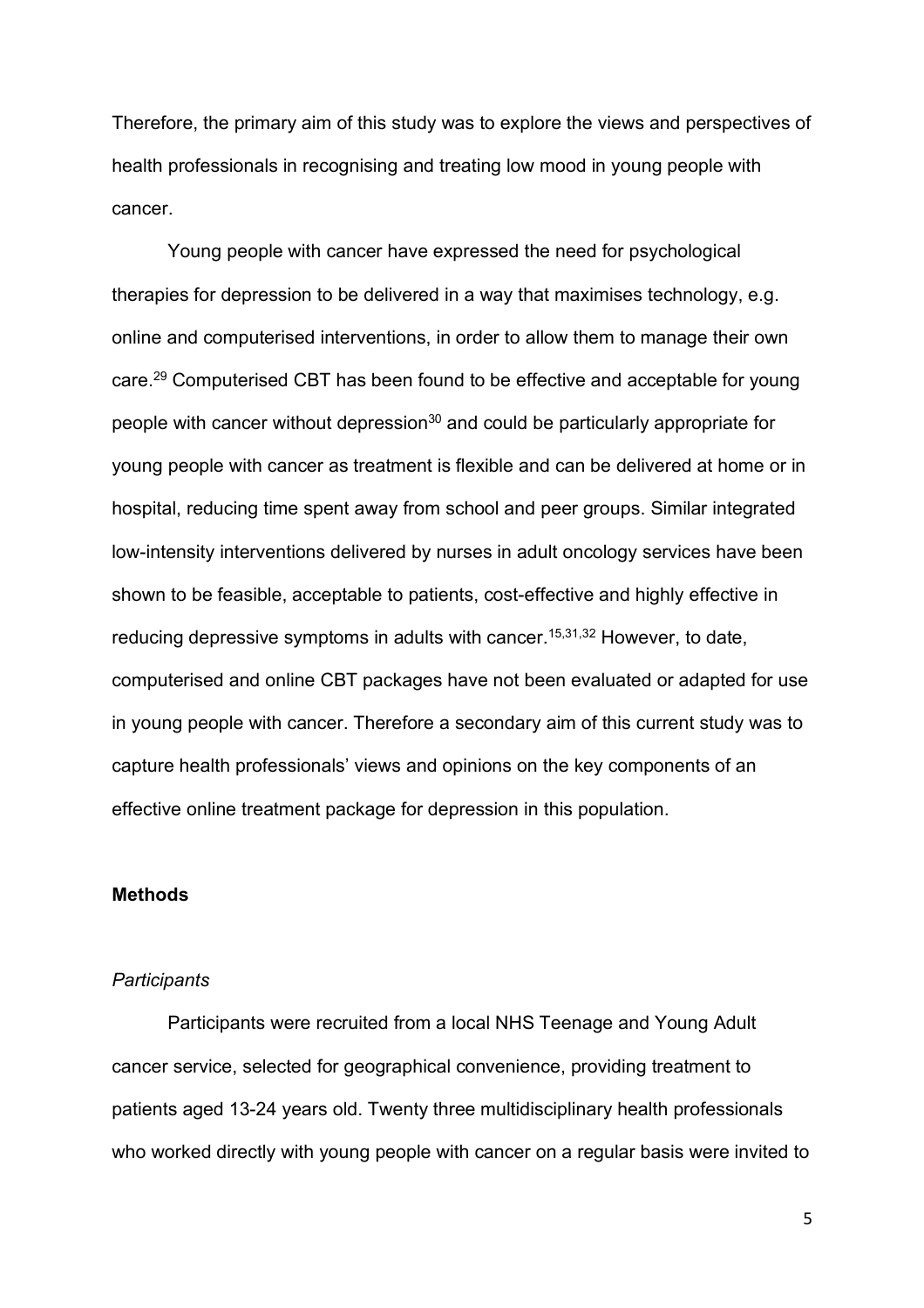Therefore, the primary aim of this study was to explore the views and perspectives of health professionals in recognising and treating low mood in young people with cancer.

Young people with cancer have expressed the need for psychological therapies for depression to be delivered in a way that maximises technology, e.g. online and computerised interventions, in order to allow them to manage their own care.[29] Computerised CBT has been found to be effective and acceptable for young people with cancer without depression[30] and could be particularly appropriate for young people with cancer as treatment is flexible and can be delivered at home or in hospital, reducing time spent away from school and peer groups. Similar integrated low-intensity interventions delivered by nurses in adult oncology services have been shown to be feasible, acceptable to patients, cost-effective and highly effective in reducing depressive symptoms in adults with cancer.[15,31,32] However, to date, computerised and online CBT packages have not been evaluated or adapted for use in young people with cancer. Therefore a secondary aim of this current study was to capture health professionals' views and opinions on the key components of an effective online treatment package for depression in this population.

## Methods

### *Participants*

Participants were recruited from a local NHS Teenage and Young Adult cancer service, selected for geographical convenience, providing treatment to patients aged 13-24 years old. Twenty three multidisciplinary health professionals who worked directly with young people with cancer on a regular basis were invited to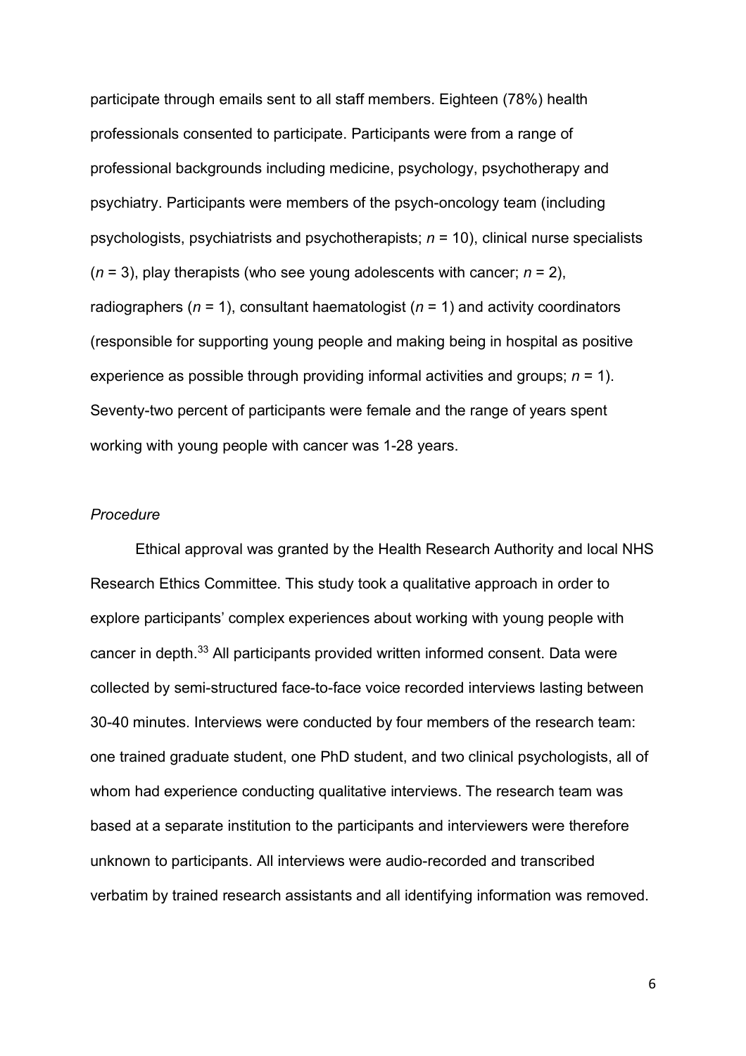participate through emails sent to all staff members. Eighteen (78%) health professionals consented to participate. Participants were from a range of professional backgrounds including medicine, psychology, psychotherapy and psychiatry. Participants were members of the psych-oncology team (including psychologists, psychiatrists and psychotherapists; $n$ = 10), clinical nurse specialists ($n$ = 3), play therapists (who see young adolescents with cancer; $n$ = 2), radiographers ($n$ = 1), consultant haematologist ($n$ = 1) and activity coordinators (responsible for supporting young people and making being in hospital as positive experience as possible through providing informal activities and groups; $n$ = 1). Seventy-two percent of participants were female and the range of years spent working with young people with cancer was 1-28 years.

*Procedure*

Ethical approval was granted by the Health Research Authority and local NHS Research Ethics Committee. This study took a qualitative approach in order to explore participants' complex experiences about working with young people with cancer in depth.[33] All participants provided written informed consent. Data were collected by semi-structured face-to-face voice recorded interviews lasting between 30-40 minutes. Interviews were conducted by four members of the research team: one trained graduate student, one PhD student, and two clinical psychologists, all of whom had experience conducting qualitative interviews. The research team was based at a separate institution to the participants and interviewers were therefore unknown to participants. All interviews were audio-recorded and transcribed verbatim by trained research assistants and all identifying information was removed.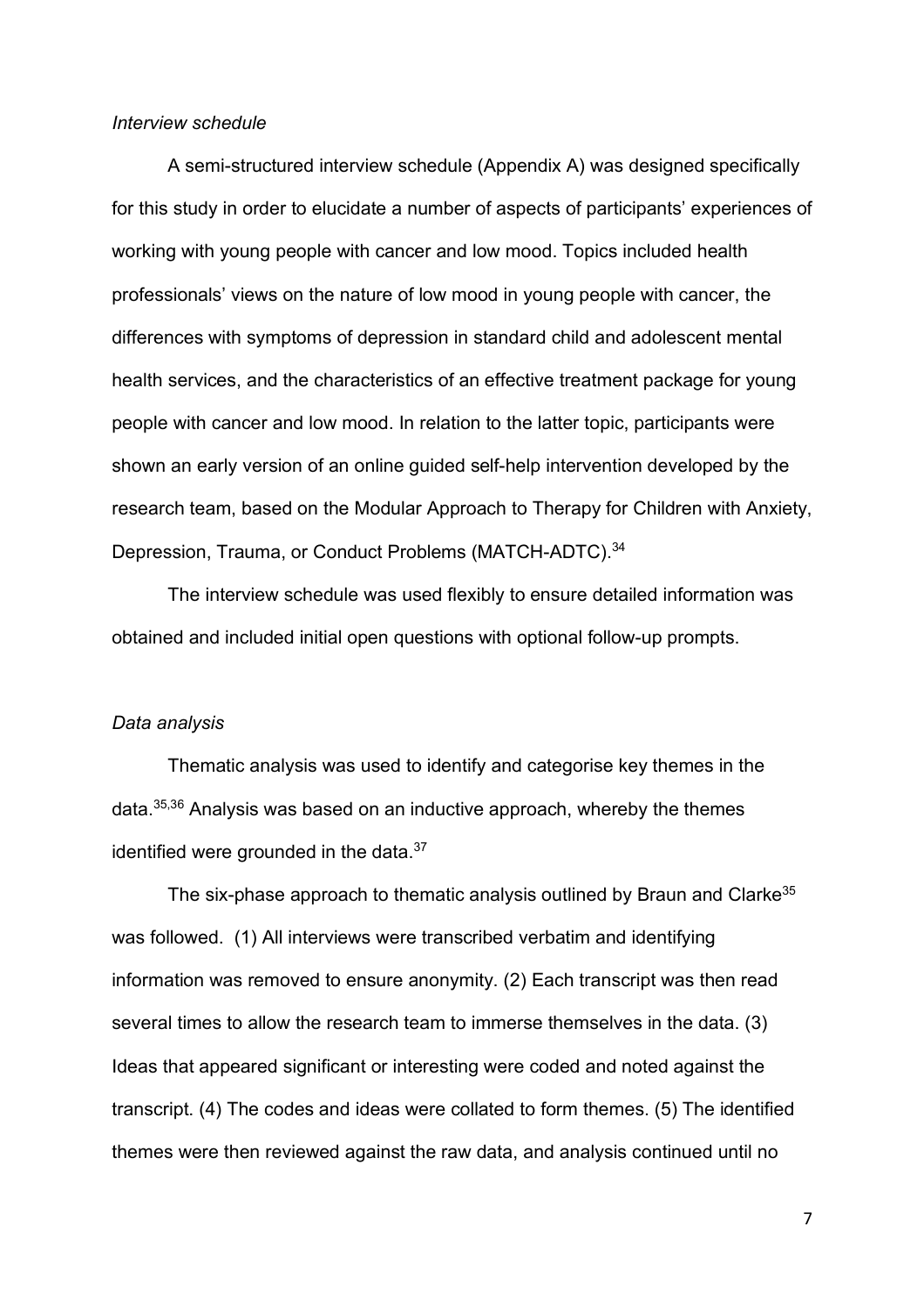*Interview schedule*

A semi-structured interview schedule (Appendix A) was designed specifically for this study in order to elucidate a number of aspects of participants' experiences of working with young people with cancer and low mood. Topics included health professionals' views on the nature of low mood in young people with cancer, the differences with symptoms of depression in standard child and adolescent mental health services, and the characteristics of an effective treatment package for young people with cancer and low mood. In relation to the latter topic, participants were shown an early version of an online guided self-help intervention developed by the research team, based on the Modular Approach to Therapy for Children with Anxiety, Depression, Trauma, or Conduct Problems (MATCH-ADTC).[34]

The interview schedule was used flexibly to ensure detailed information was obtained and included initial open questions with optional follow-up prompts.

*Data analysis*

Thematic analysis was used to identify and categorise key themes in the data.[35,36] Analysis was based on an inductive approach, whereby the themes identified were grounded in the data.[37]

The six-phase approach to thematic analysis outlined by Braun and Clarke[35] was followed. (1) All interviews were transcribed verbatim and identifying information was removed to ensure anonymity. (2) Each transcript was then read several times to allow the research team to immerse themselves in the data. (3) Ideas that appeared significant or interesting were coded and noted against the transcript. (4) The codes and ideas were collated to form themes. (5) The identified themes were then reviewed against the raw data, and analysis continued until no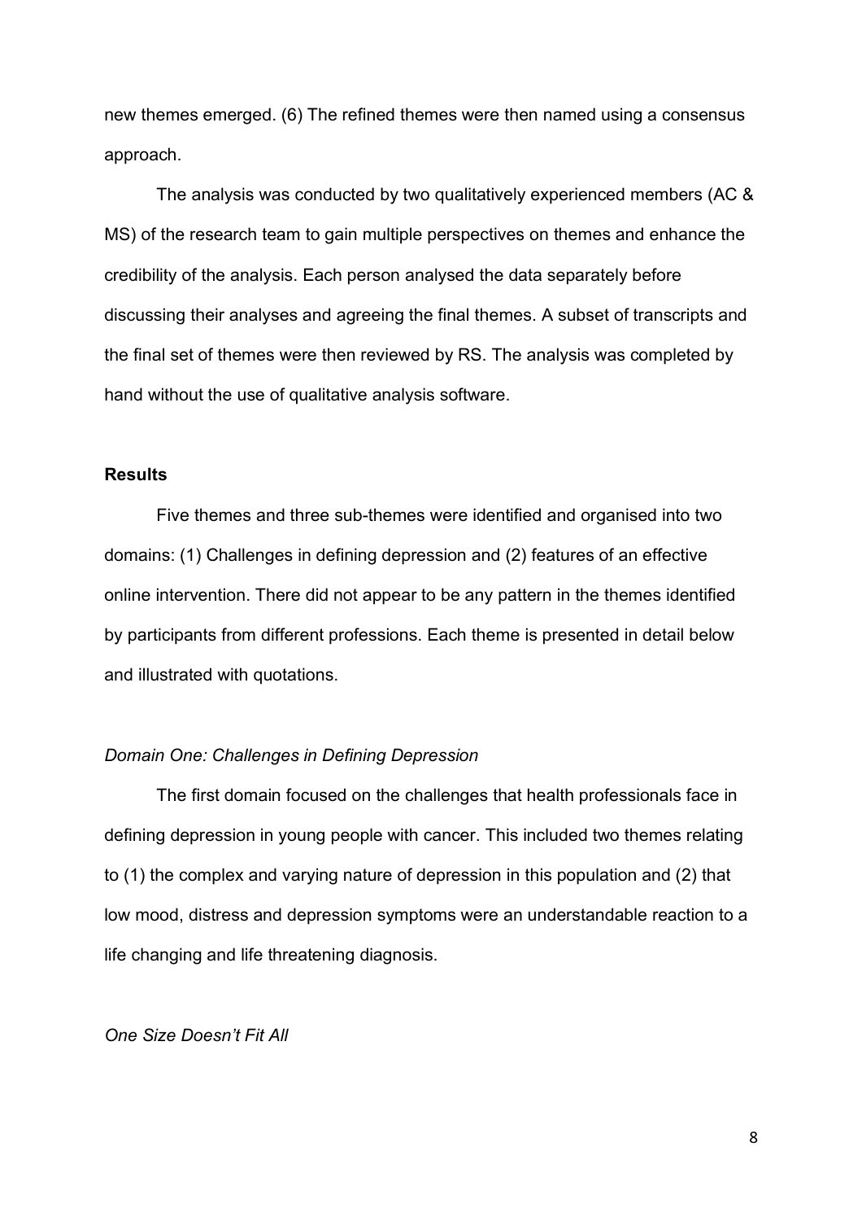new themes emerged. (6) The refined themes were then named using a consensus approach.

The analysis was conducted by two qualitatively experienced members (AC & MS) of the research team to gain multiple perspectives on themes and enhance the credibility of the analysis. Each person analysed the data separately before discussing their analyses and agreeing the final themes. A subset of transcripts and the final set of themes were then reviewed by RS. The analysis was completed by hand without the use of qualitative analysis software.

## Results

Five themes and three sub-themes were identified and organised into two domains: (1) Challenges in defining depression and (2) features of an effective online intervention. There did not appear to be any pattern in the themes identified by participants from different professions. Each theme is presented in detail below and illustrated with quotations.

### *Domain One: Challenges in Defining Depression*

The first domain focused on the challenges that health professionals face in defining depression in young people with cancer. This included two themes relating to (1) the complex and varying nature of depression in this population and (2) that low mood, distress and depression symptoms were an understandable reaction to a life changing and life threatening diagnosis.

#### *One Size Doesn't Fit All*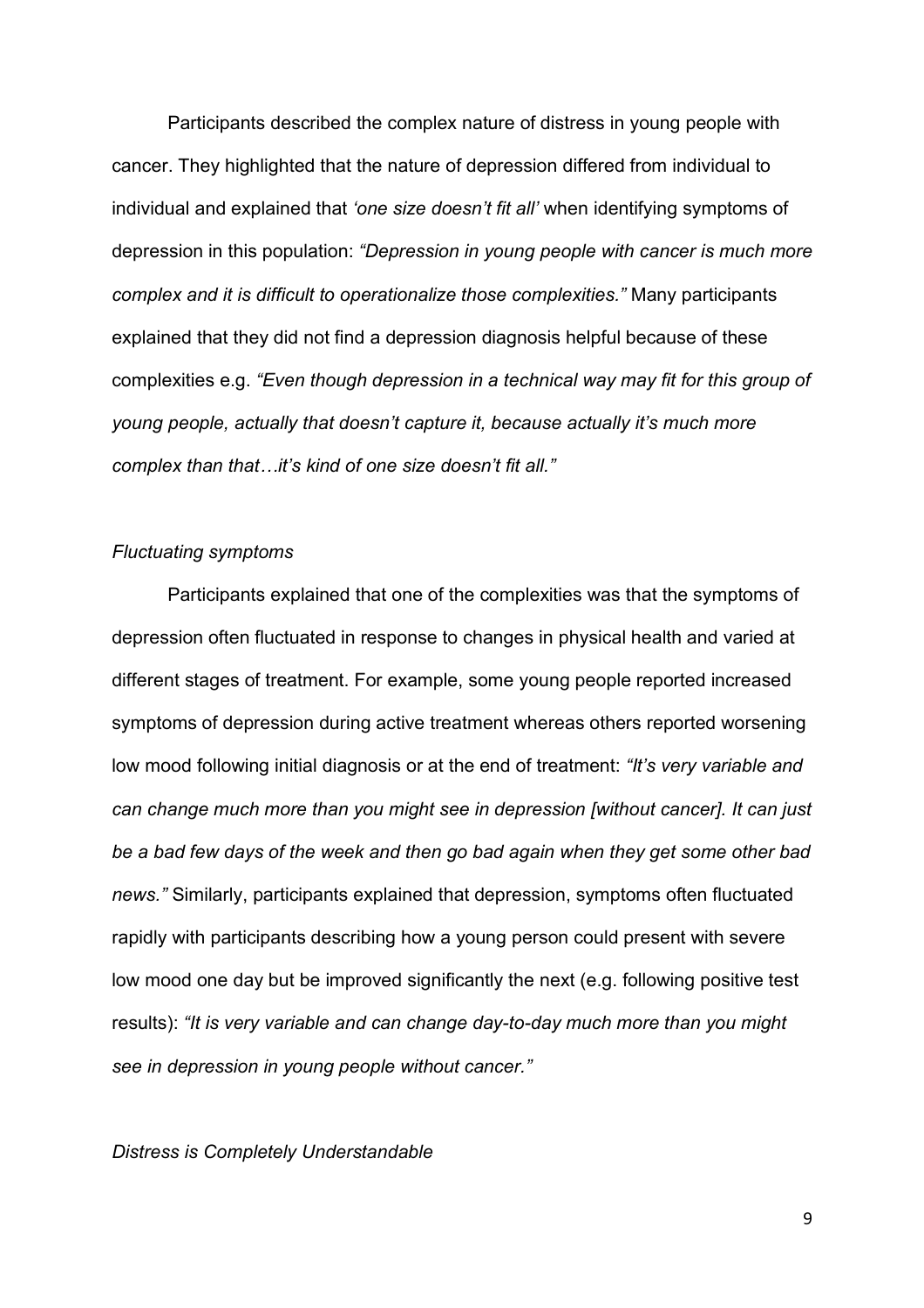Participants described the complex nature of distress in young people with cancer. They highlighted that the nature of depression differed from individual to individual and explained that *'one size doesn't fit all'* when identifying symptoms of depression in this population: *"Depression in young people with cancer is much more complex and it is difficult to operationalize those complexities."* Many participants explained that they did not find a depression diagnosis helpful because of these complexities e.g. *"Even though depression in a technical way may fit for this group of young people, actually that doesn't capture it, because actually it's much more complex than that…it's kind of one size doesn't fit all."*

*Fluctuating symptoms*

Participants explained that one of the complexities was that the symptoms of depression often fluctuated in response to changes in physical health and varied at different stages of treatment. For example, some young people reported increased symptoms of depression during active treatment whereas others reported worsening low mood following initial diagnosis or at the end of treatment: *"It's very variable and can change much more than you might see in depression [without cancer]. It can just be a bad few days of the week and then go bad again when they get some other bad news."* Similarly, participants explained that depression, symptoms often fluctuated rapidly with participants describing how a young person could present with severe low mood one day but be improved significantly the next (e.g. following positive test results): *"It is very variable and can change day-to-day much more than you might see in depression in young people without cancer."*

*Distress is Completely Understandable*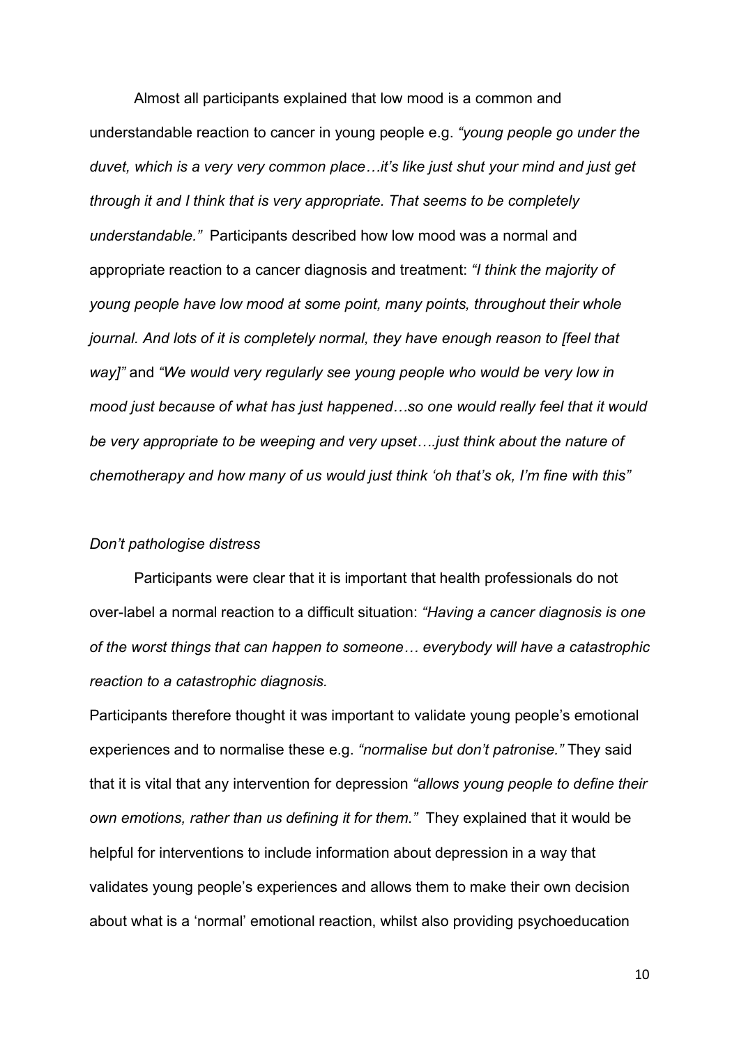Almost all participants explained that low mood is a common and understandable reaction to cancer in young people e.g. *"young people go under the duvet, which is a very very common place…it's like just shut your mind and just get through it and I think that is very appropriate. That seems to be completely understandable."* Participants described how low mood was a normal and appropriate reaction to a cancer diagnosis and treatment: *"I think the majority of young people have low mood at some point, many points, throughout their whole journal. And lots of it is completely normal, they have enough reason to [feel that way]"* and *"We would very regularly see young people who would be very low in mood just because of what has just happened…so one would really feel that it would be very appropriate to be weeping and very upset….just think about the nature of chemotherapy and how many of us would just think 'oh that's ok, I'm fine with this"*

*Don't pathologise distress*

Participants were clear that it is important that health professionals do not over-label a normal reaction to a difficult situation: *"Having a cancer diagnosis is one of the worst things that can happen to someone… everybody will have a catastrophic reaction to a catastrophic diagnosis.*

Participants therefore thought it was important to validate young people's emotional experiences and to normalise these e.g. *"normalise but don't patronise."* They said that it is vital that any intervention for depression *"allows young people to define their own emotions, rather than us defining it for them."* They explained that it would be helpful for interventions to include information about depression in a way that validates young people's experiences and allows them to make their own decision about what is a 'normal' emotional reaction, whilst also providing psychoeducation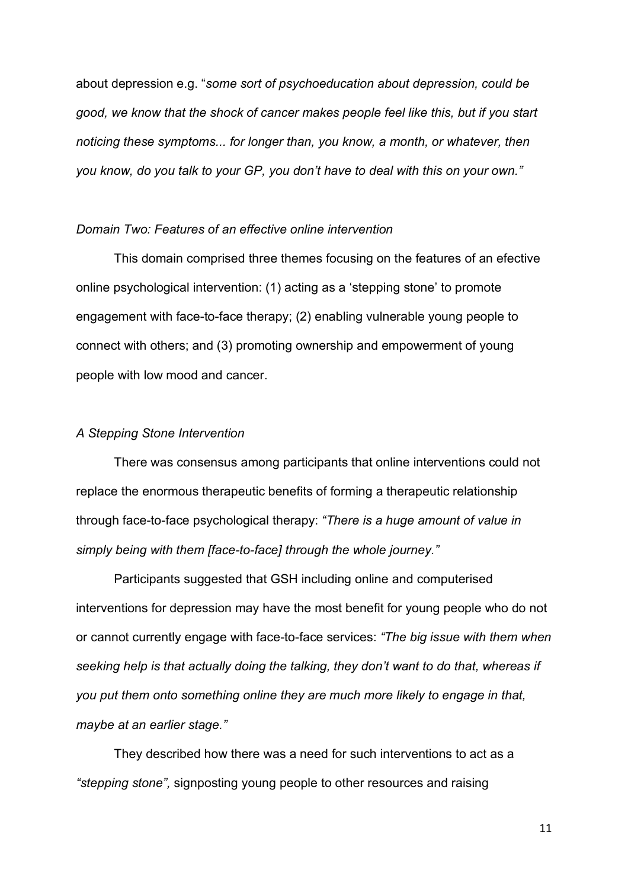about depression e.g. "*some sort of psychoeducation about depression, could be good, we know that the shock of cancer makes people feel like this, but if you start noticing these symptoms... for longer than, you know, a month, or whatever, then you know, do you talk to your GP, you don't have to deal with this on your own."*

*Domain Two: Features of an effective online intervention*

This domain comprised three themes focusing on the features of an efective online psychological intervention: (1) acting as a 'stepping stone' to promote engagement with face-to-face therapy; (2) enabling vulnerable young people to connect with others; and (3) promoting ownership and empowerment of young people with low mood and cancer.

*A Stepping Stone Intervention*

There was consensus among participants that online interventions could not replace the enormous therapeutic benefits of forming a therapeutic relationship through face-to-face psychological therapy: *"There is a huge amount of value in simply being with them [face-to-face] through the whole journey."*

Participants suggested that GSH including online and computerised interventions for depression may have the most benefit for young people who do not or cannot currently engage with face-to-face services: *"The big issue with them when seeking help is that actually doing the talking, they don't want to do that, whereas if you put them onto something online they are much more likely to engage in that, maybe at an earlier stage."*

They described how there was a need for such interventions to act as a *"stepping stone",* signposting young people to other resources and raising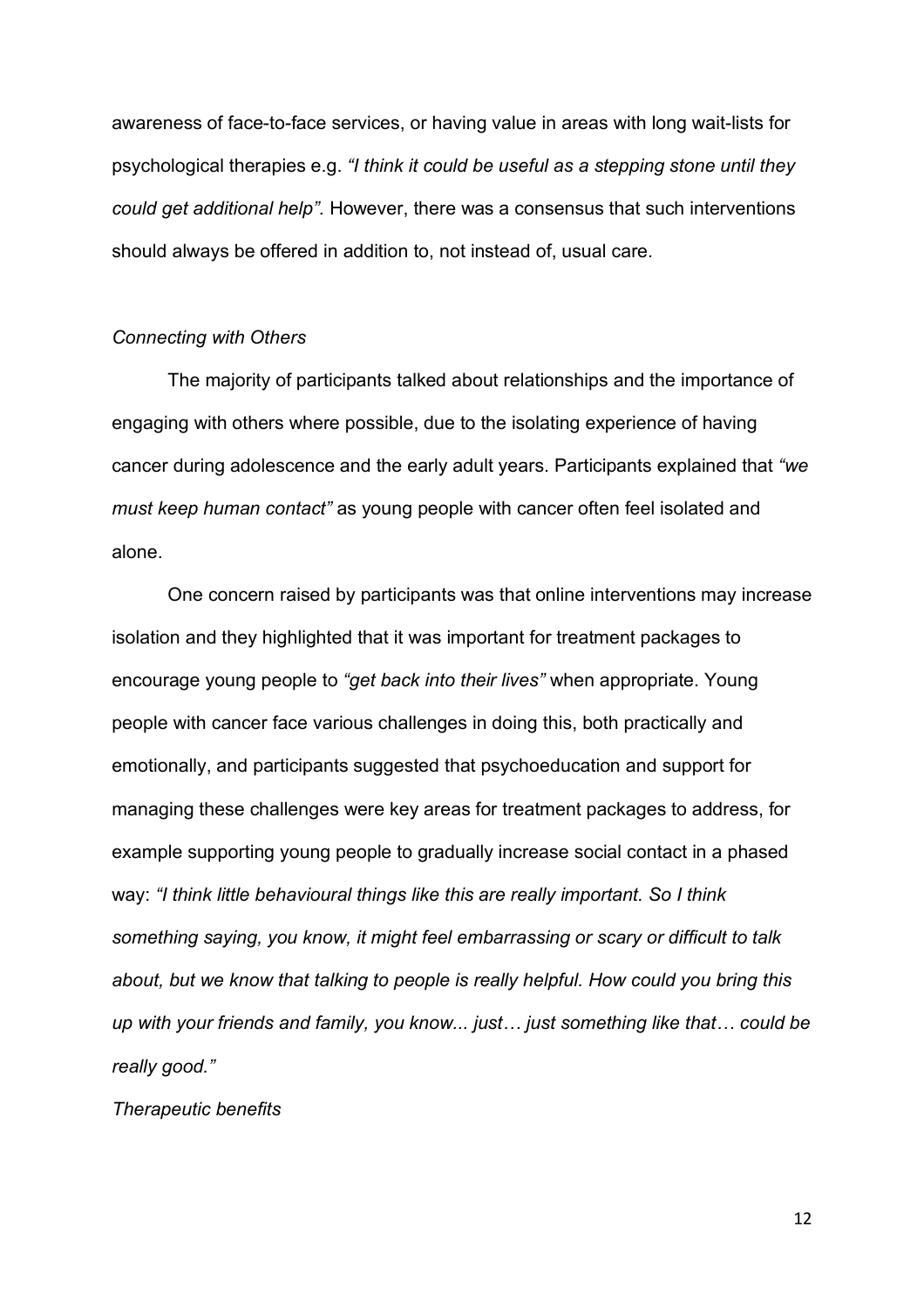awareness of face-to-face services, or having value in areas with long wait-lists for psychological therapies e.g. *"I think it could be useful as a stepping stone until they could get additional help".* However, there was a consensus that such interventions should always be offered in addition to, not instead of, usual care.

*Connecting with Others*

The majority of participants talked about relationships and the importance of engaging with others where possible, due to the isolating experience of having cancer during adolescence and the early adult years. Participants explained that *"we must keep human contact"* as young people with cancer often feel isolated and alone.

One concern raised by participants was that online interventions may increase isolation and they highlighted that it was important for treatment packages to encourage young people to *"get back into their lives"* when appropriate. Young people with cancer face various challenges in doing this, both practically and emotionally, and participants suggested that psychoeducation and support for managing these challenges were key areas for treatment packages to address, for example supporting young people to gradually increase social contact in a phased way: *"I think little behavioural things like this are really important. So I think something saying, you know, it might feel embarrassing or scary or difficult to talk about, but we know that talking to people is really helpful. How could you bring this up with your friends and family, you know... just… just something like that… could be really good."*

*Therapeutic benefits*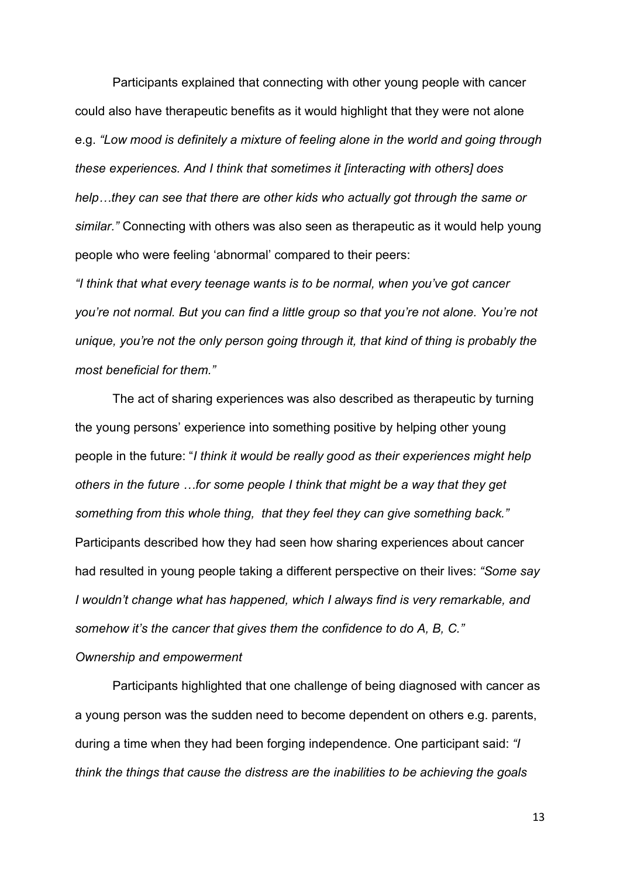Participants explained that connecting with other young people with cancer could also have therapeutic benefits as it would highlight that they were not alone e.g. *"Low mood is definitely a mixture of feeling alone in the world and going through these experiences. And I think that sometimes it [interacting with others] does help…they can see that there are other kids who actually got through the same or similar."* Connecting with others was also seen as therapeutic as it would help young people who were feeling 'abnormal' compared to their peers:

*"I think that what every teenage wants is to be normal, when you've got cancer you're not normal. But you can find a little group so that you're not alone. You're not unique, you're not the only person going through it, that kind of thing is probably the most beneficial for them."*

The act of sharing experiences was also described as therapeutic by turning the young persons' experience into something positive by helping other young people in the future: "*I think it would be really good as their experiences might help others in the future …for some people I think that might be a way that they get something from this whole thing, that they feel they can give something back."* Participants described how they had seen how sharing experiences about cancer had resulted in young people taking a different perspective on their lives: *"Some say I wouldn't change what has happened, which I always find is very remarkable, and somehow it's the cancer that gives them the confidence to do A, B, C."*

*Ownership and empowerment*

Participants highlighted that one challenge of being diagnosed with cancer as a young person was the sudden need to become dependent on others e.g. parents, during a time when they had been forging independence. One participant said: *"I think the things that cause the distress are the inabilities to be achieving the goals*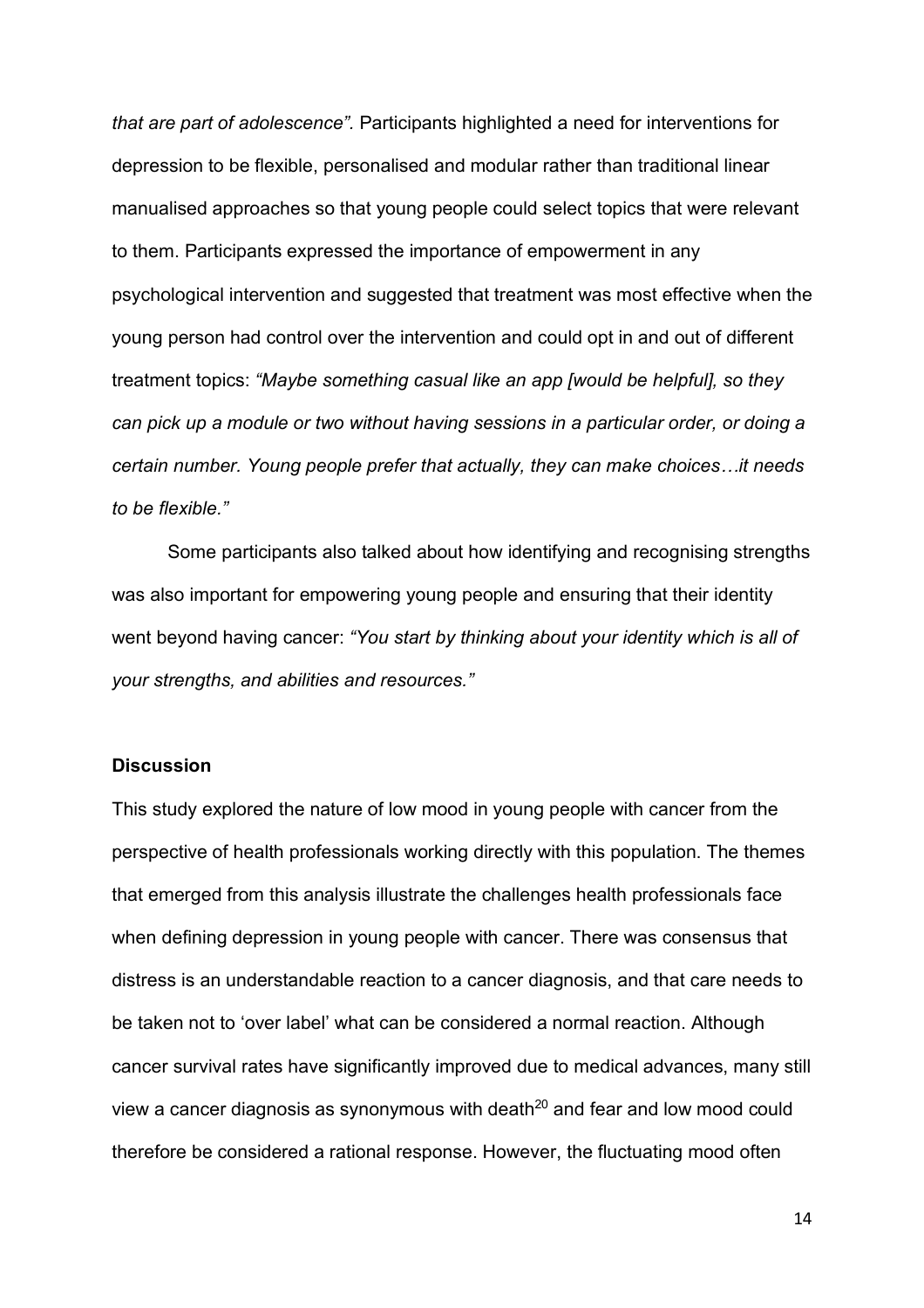*that are part of adolescence"*. Participants highlighted a need for interventions for depression to be flexible, personalised and modular rather than traditional linear manualised approaches so that young people could select topics that were relevant to them. Participants expressed the importance of empowerment in any psychological intervention and suggested that treatment was most effective when the young person had control over the intervention and could opt in and out of different treatment topics: *"Maybe something casual like an app [would be helpful], so they can pick up a module or two without having sessions in a particular order, or doing a certain number. Young people prefer that actually, they can make choices…it needs to be flexible."*

Some participants also talked about how identifying and recognising strengths was also important for empowering young people and ensuring that their identity went beyond having cancer: *"You start by thinking about your identity which is all of your strengths, and abilities and resources."*

## Discussion

This study explored the nature of low mood in young people with cancer from the perspective of health professionals working directly with this population. The themes that emerged from this analysis illustrate the challenges health professionals face when defining depression in young people with cancer. There was consensus that distress is an understandable reaction to a cancer diagnosis, and that care needs to be taken not to 'over label' what can be considered a normal reaction. Although cancer survival rates have significantly improved due to medical advances, many still view a cancer diagnosis as synonymous with death[20] and fear and low mood could therefore be considered a rational response. However, the fluctuating mood often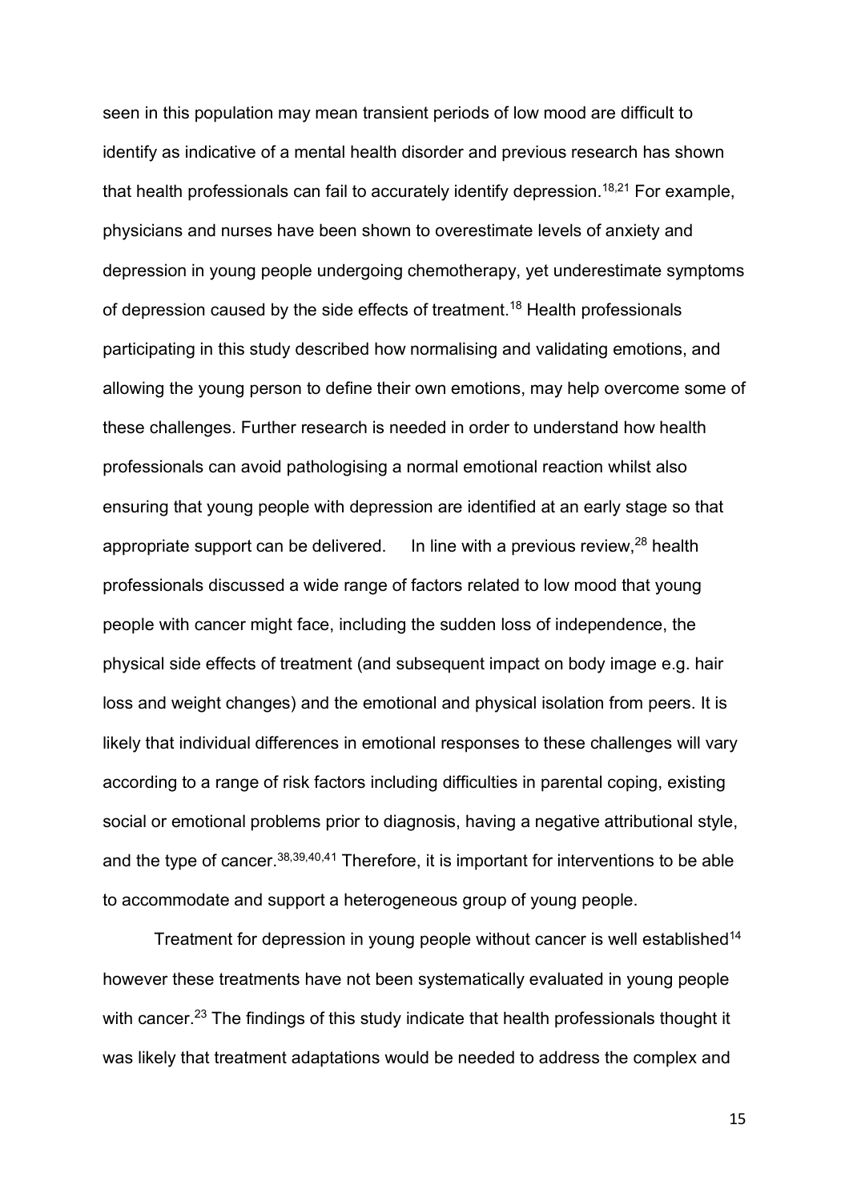seen in this population may mean transient periods of low mood are difficult to identify as indicative of a mental health disorder and previous research has shown that health professionals can fail to accurately identify depression.[18,21] For example, physicians and nurses have been shown to overestimate levels of anxiety and depression in young people undergoing chemotherapy, yet underestimate symptoms of depression caused by the side effects of treatment.[18] Health professionals participating in this study described how normalising and validating emotions, and allowing the young person to define their own emotions, may help overcome some of these challenges. Further research is needed in order to understand how health professionals can avoid pathologising a normal emotional reaction whilst also ensuring that young people with depression are identified at an early stage so that appropriate support can be delivered. In line with a previous review,[28] health professionals discussed a wide range of factors related to low mood that young people with cancer might face, including the sudden loss of independence, the physical side effects of treatment (and subsequent impact on body image e.g. hair loss and weight changes) and the emotional and physical isolation from peers. It is likely that individual differences in emotional responses to these challenges will vary according to a range of risk factors including difficulties in parental coping, existing social or emotional problems prior to diagnosis, having a negative attributional style, and the type of cancer.[38,39,40,41] Therefore, it is important for interventions to be able to accommodate and support a heterogeneous group of young people.

Treatment for depression in young people without cancer is well established[14] however these treatments have not been systematically evaluated in young people with cancer.[23] The findings of this study indicate that health professionals thought it was likely that treatment adaptations would be needed to address the complex and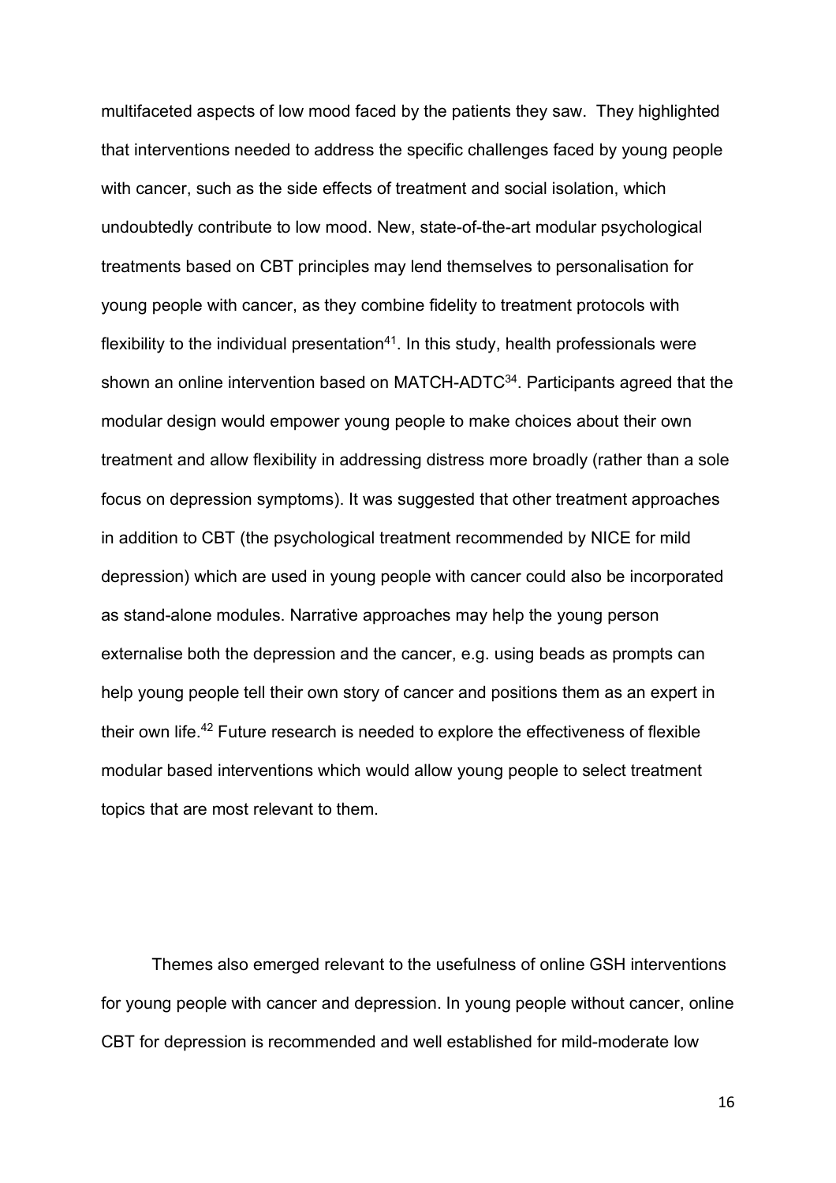multifaceted aspects of low mood faced by the patients they saw. They highlighted that interventions needed to address the specific challenges faced by young people with cancer, such as the side effects of treatment and social isolation, which undoubtedly contribute to low mood. New, state-of-the-art modular psychological treatments based on CBT principles may lend themselves to personalisation for young people with cancer, as they combine fidelity to treatment protocols with flexibility to the individual presentation[41]. In this study, health professionals were shown an online intervention based on MATCH-ADTC[34]. Participants agreed that the modular design would empower young people to make choices about their own treatment and allow flexibility in addressing distress more broadly (rather than a sole focus on depression symptoms). It was suggested that other treatment approaches in addition to CBT (the psychological treatment recommended by NICE for mild depression) which are used in young people with cancer could also be incorporated as stand-alone modules. Narrative approaches may help the young person externalise both the depression and the cancer, e.g. using beads as prompts can help young people tell their own story of cancer and positions them as an expert in their own life.[42] Future research is needed to explore the effectiveness of flexible modular based interventions which would allow young people to select treatment topics that are most relevant to them.

Themes also emerged relevant to the usefulness of online GSH interventions for young people with cancer and depression. In young people without cancer, online CBT for depression is recommended and well established for mild-moderate low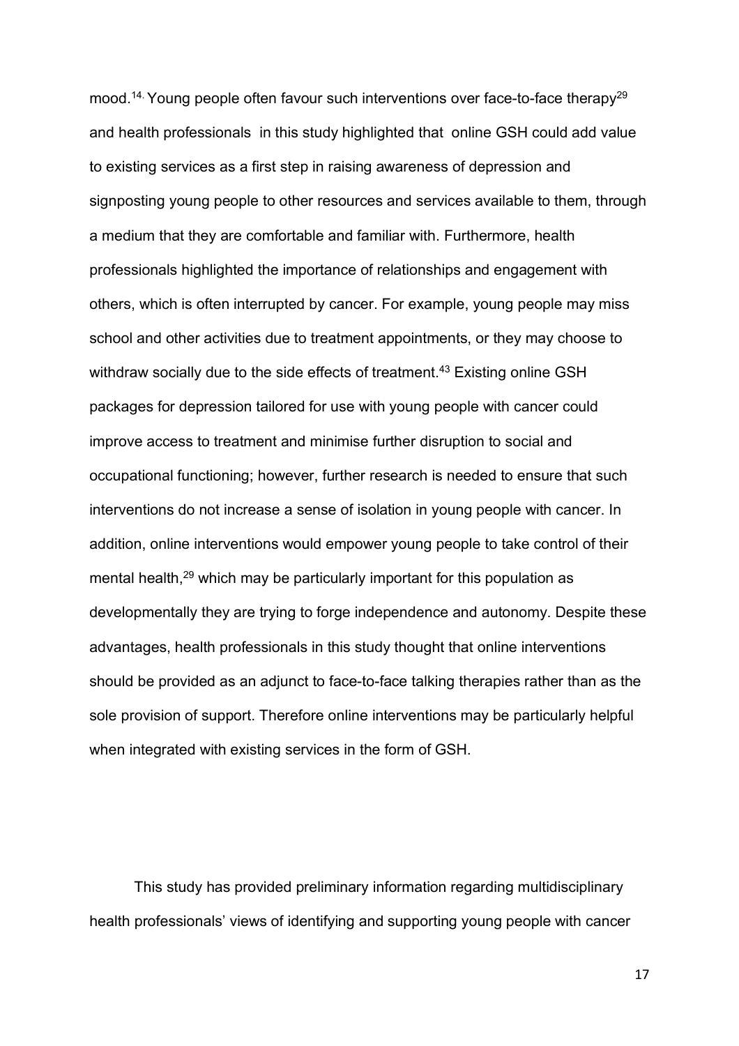mood.[14.] Young people often favour such interventions over face-to-face therapy[29] and health professionals in this study highlighted that online GSH could add value to existing services as a first step in raising awareness of depression and signposting young people to other resources and services available to them, through a medium that they are comfortable and familiar with. Furthermore, health professionals highlighted the importance of relationships and engagement with others, which is often interrupted by cancer. For example, young people may miss school and other activities due to treatment appointments, or they may choose to withdraw socially due to the side effects of treatment.[43] Existing online GSH packages for depression tailored for use with young people with cancer could improve access to treatment and minimise further disruption to social and occupational functioning; however, further research is needed to ensure that such interventions do not increase a sense of isolation in young people with cancer. In addition, online interventions would empower young people to take control of their mental health,[29] which may be particularly important for this population as developmentally they are trying to forge independence and autonomy. Despite these advantages, health professionals in this study thought that online interventions should be provided as an adjunct to face-to-face talking therapies rather than as the sole provision of support. Therefore online interventions may be particularly helpful when integrated with existing services in the form of GSH.

This study has provided preliminary information regarding multidisciplinary health professionals' views of identifying and supporting young people with cancer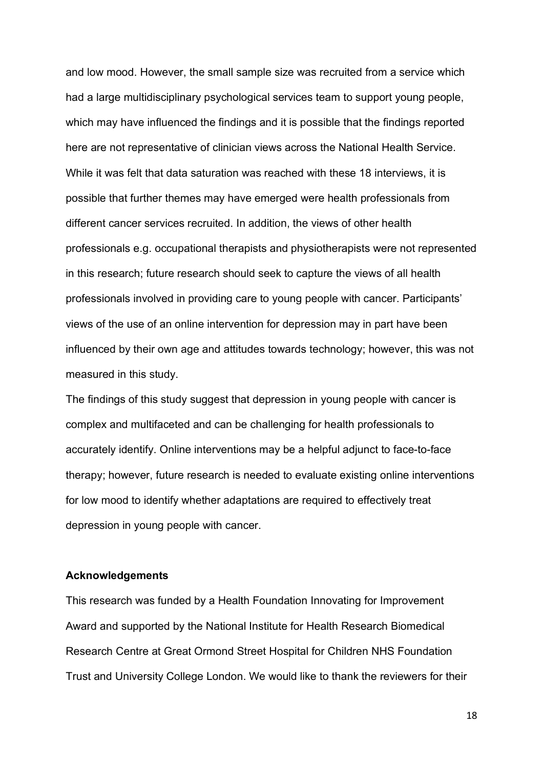and low mood. However, the small sample size was recruited from a service which had a large multidisciplinary psychological services team to support young people, which may have influenced the findings and it is possible that the findings reported here are not representative of clinician views across the National Health Service. While it was felt that data saturation was reached with these 18 interviews, it is possible that further themes may have emerged were health professionals from different cancer services recruited. In addition, the views of other health professionals e.g. occupational therapists and physiotherapists were not represented in this research; future research should seek to capture the views of all health professionals involved in providing care to young people with cancer. Participants' views of the use of an online intervention for depression may in part have been influenced by their own age and attitudes towards technology; however, this was not measured in this study.

The findings of this study suggest that depression in young people with cancer is complex and multifaceted and can be challenging for health professionals to accurately identify. Online interventions may be a helpful adjunct to face-to-face therapy; however, future research is needed to evaluate existing online interventions for low mood to identify whether adaptations are required to effectively treat depression in young people with cancer.

**Acknowledgements**

This research was funded by a Health Foundation Innovating for Improvement Award and supported by the National Institute for Health Research Biomedical Research Centre at Great Ormond Street Hospital for Children NHS Foundation Trust and University College London. We would like to thank the reviewers for their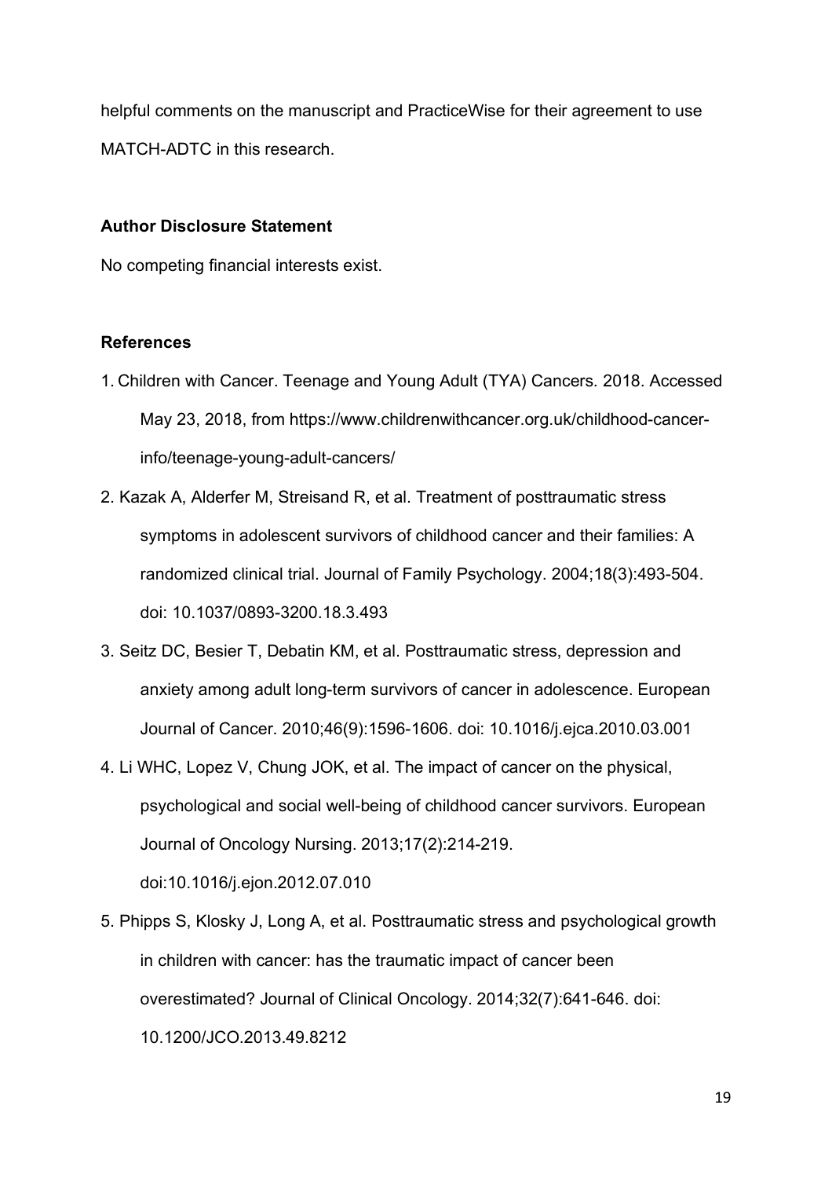helpful comments on the manuscript and PracticeWise for their agreement to use MATCH-ADTC in this research.

### Author Disclosure Statement

No competing financial interests exist.

### References

1. Children with Cancer. Teenage and Young Adult (TYA) Cancers. 2018. Accessed May 23, 2018, from https://www.childrenwithcancer.org.uk/childhood-cancer-info/teenage-young-adult-cancers/
2. Kazak A, Alderfer M, Streisand R, et al. Treatment of posttraumatic stress symptoms in adolescent survivors of childhood cancer and their families: A randomized clinical trial. Journal of Family Psychology. 2004;18(3):493-504. doi: 10.1037/0893-3200.18.3.493
3. Seitz DC, Besier T, Debatin KM, et al. Posttraumatic stress, depression and anxiety among adult long-term survivors of cancer in adolescence. European Journal of Cancer. 2010;46(9):1596-1606. doi: 10.1016/j.ejca.2010.03.001
4. Li WHC, Lopez V, Chung JOK, et al. The impact of cancer on the physical, psychological and social well-being of childhood cancer survivors. European Journal of Oncology Nursing. 2013;17(2):214-219. doi:10.1016/j.ejon.2012.07.010
5. Phipps S, Klosky J, Long A, et al. Posttraumatic stress and psychological growth in children with cancer: has the traumatic impact of cancer been overestimated? Journal of Clinical Oncology. 2014;32(7):641-646. doi: 10.1200/JCO.2013.49.8212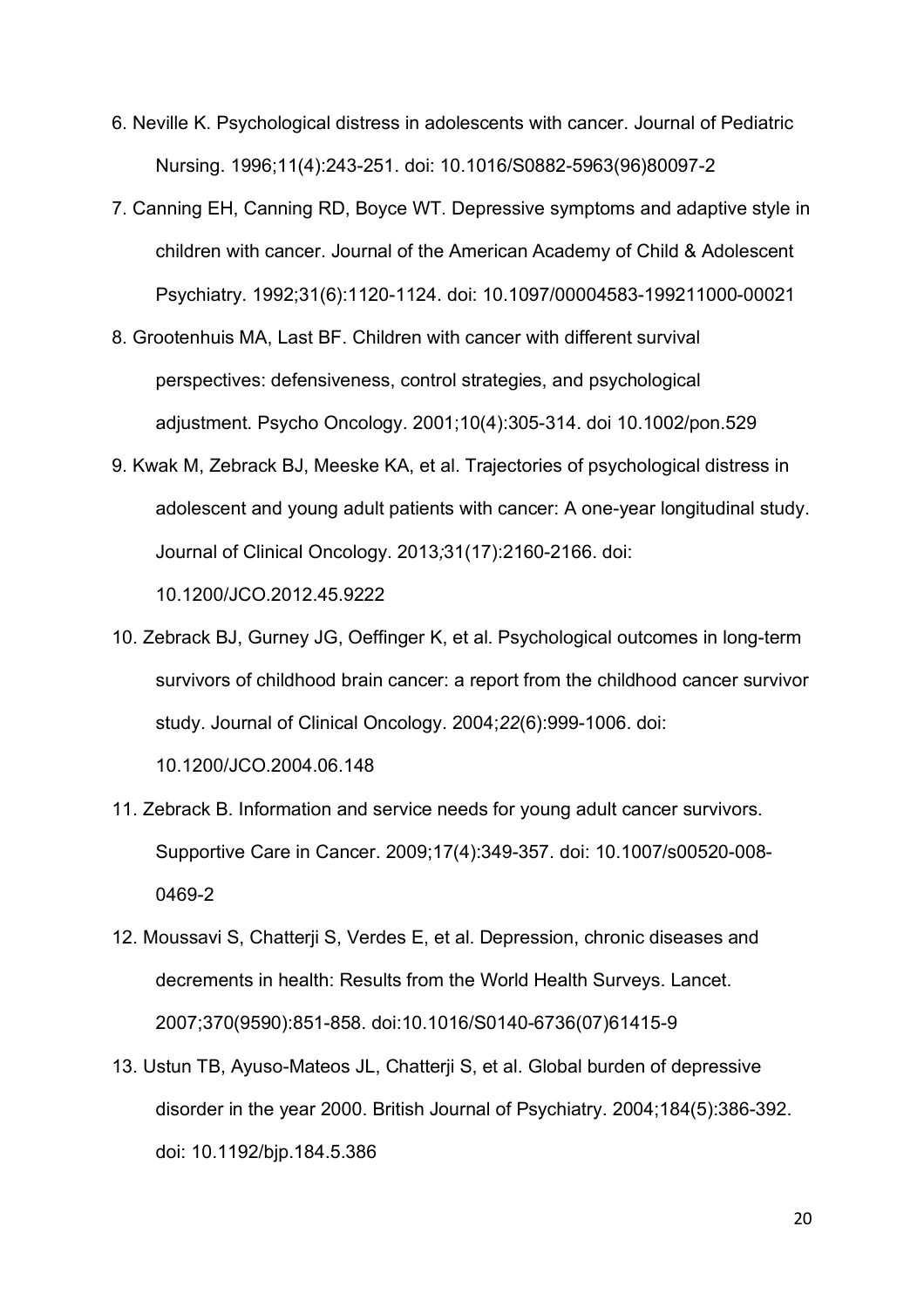6. Neville K. Psychological distress in adolescents with cancer. Journal of Pediatric Nursing. 1996;11(4):243-251. doi: 10.1016/S0882-5963(96)80097-2

7. Canning EH, Canning RD, Boyce WT. Depressive symptoms and adaptive style in children with cancer. Journal of the American Academy of Child & Adolescent Psychiatry. 1992;31(6):1120-1124. doi: 10.1097/00004583-199211000-00021

8. Grootenhuis MA, Last BF. Children with cancer with different survival perspectives: defensiveness, control strategies, and psychological adjustment. Psycho Oncology. 2001;10(4):305-314. doi 10.1002/pon.529

9. Kwak M, Zebrack BJ, Meeske KA, et al. Trajectories of psychological distress in adolescent and young adult patients with cancer: A one-year longitudinal study. Journal of Clinical Oncology. 2013;31(17):2160-2166. doi: 10.1200/JCO.2012.45.9222

10. Zebrack BJ, Gurney JG, Oeffinger K, et al. Psychological outcomes in long-term survivors of childhood brain cancer: a report from the childhood cancer survivor study. Journal of Clinical Oncology. 2004;*22*(6):999-1006. doi: 10.1200/JCO.2004.06.148

11. Zebrack B. Information and service needs for young adult cancer survivors. Supportive Care in Cancer. 2009;17(4):349-357. doi: 10.1007/s00520-008-0469-2

12. Moussavi S, Chatterji S, Verdes E, et al. Depression, chronic diseases and decrements in health: Results from the World Health Surveys. Lancet. 2007;370(9590):851-858. doi:10.1016/S0140-6736(07)61415-9

13. Ustun TB, Ayuso-Mateos JL, Chatterji S, et al. Global burden of depressive disorder in the year 2000. British Journal of Psychiatry. 2004;184(5):386-392. doi: 10.1192/bjp.184.5.386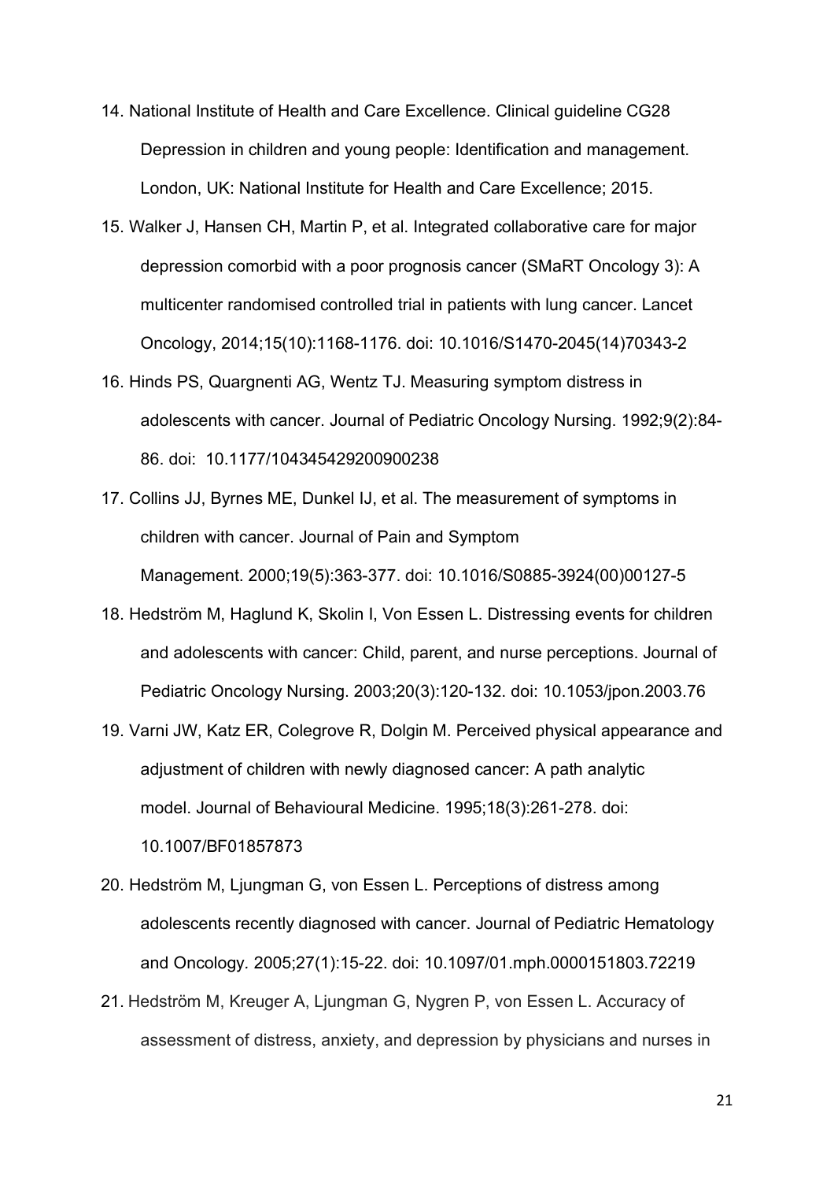14. National Institute of Health and Care Excellence. Clinical guideline CG28 Depression in children and young people: Identification and management. London, UK: National Institute for Health and Care Excellence; 2015.

15. Walker J, Hansen CH, Martin P, et al. Integrated collaborative care for major depression comorbid with a poor prognosis cancer (SMaRT Oncology 3): A multicenter randomised controlled trial in patients with lung cancer. Lancet Oncology, 2014;15(10):1168-1176. doi: 10.1016/S1470-2045(14)70343-2

16. Hinds PS, Quargnenti AG, Wentz TJ. Measuring symptom distress in adolescents with cancer. Journal of Pediatric Oncology Nursing. 1992;9(2):84-86. doi: 10.1177/104345429200900238

17. Collins JJ, Byrnes ME, Dunkel IJ, et al. The measurement of symptoms in children with cancer. Journal of Pain and Symptom Management. 2000;19(5):363-377. doi: 10.1016/S0885-3924(00)00127-5

18. Hedström M, Haglund K, Skolin I, Von Essen L. Distressing events for children and adolescents with cancer: Child, parent, and nurse perceptions. Journal of Pediatric Oncology Nursing. 2003;20(3):120-132. doi: 10.1053/jpon.2003.76

19. Varni JW, Katz ER, Colegrove R, Dolgin M. Perceived physical appearance and adjustment of children with newly diagnosed cancer: A path analytic model. Journal of Behavioural Medicine. 1995;18(3):261-278. doi: 10.1007/BF01857873

20. Hedström M, Ljungman G, von Essen L. Perceptions of distress among adolescents recently diagnosed with cancer. Journal of Pediatric Hematology and Oncology*.* 2005;27(1):15-22. doi: 10.1097/01.mph.0000151803.72219

21. Hedström M, Kreuger A, Ljungman G, Nygren P, von Essen L. Accuracy of assessment of distress, anxiety, and depression by physicians and nurses in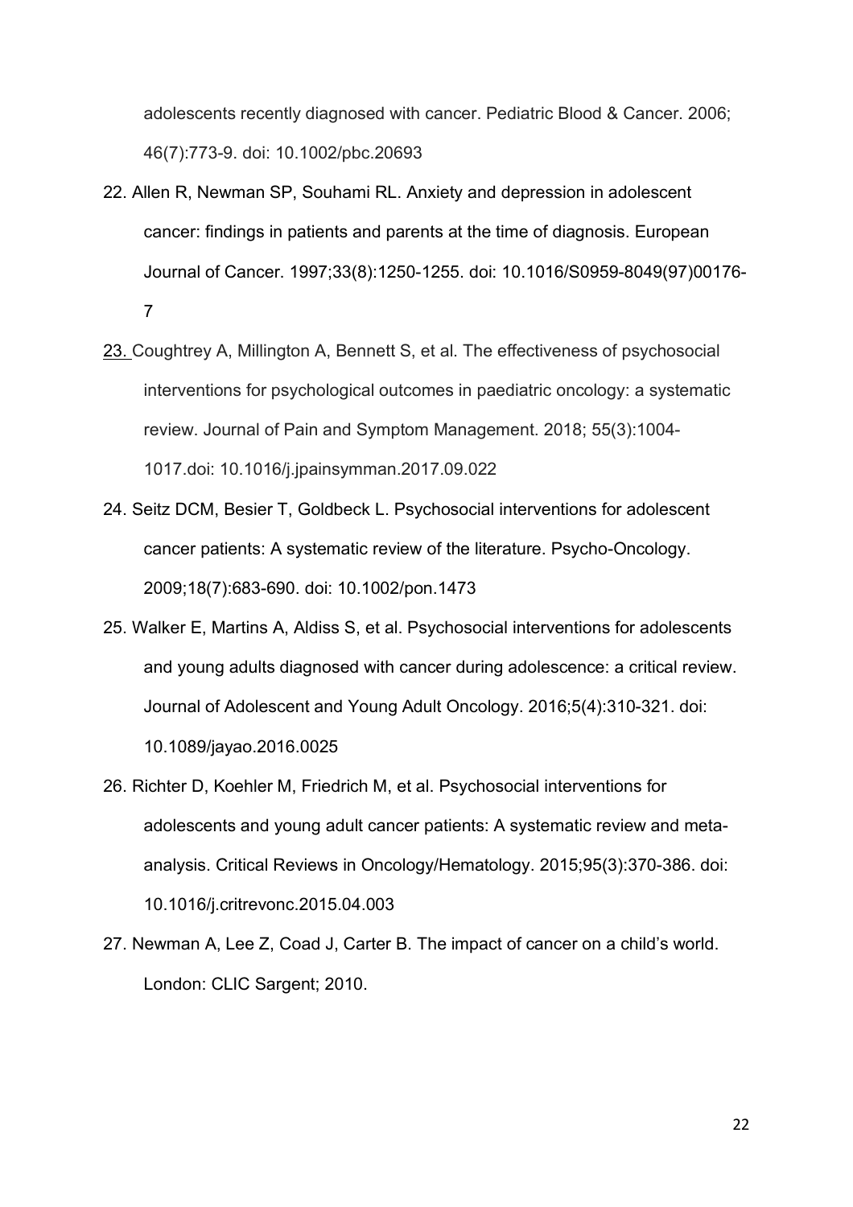adolescents recently diagnosed with cancer. Pediatric Blood & Cancer. 2006; 46(7):773-9. doi: 10.1002/pbc.20693

22. Allen R, Newman SP, Souhami RL. Anxiety and depression in adolescent cancer: findings in patients and parents at the time of diagnosis. European Journal of Cancer. 1997;33(8):1250-1255. doi: 10.1016/S0959-8049(97)00176-7

23. Coughtrey A, Millington A, Bennett S, et al. The effectiveness of psychosocial interventions for psychological outcomes in paediatric oncology: a systematic review. Journal of Pain and Symptom Management. 2018; 55(3):1004-1017.doi: 10.1016/j.jpainsymman.2017.09.022

24. Seitz DCM, Besier T, Goldbeck L. Psychosocial interventions for adolescent cancer patients: A systematic review of the literature. Psycho-Oncology. 2009;18(7):683-690. doi: 10.1002/pon.1473

25. Walker E, Martins A, Aldiss S, et al. Psychosocial interventions for adolescents and young adults diagnosed with cancer during adolescence: a critical review. Journal of Adolescent and Young Adult Oncology. 2016;5(4):310-321. doi: 10.1089/jayao.2016.0025

26. Richter D, Koehler M, Friedrich M, et al. Psychosocial interventions for adolescents and young adult cancer patients: A systematic review and meta-analysis. Critical Reviews in Oncology/Hematology. 2015;95(3):370-386. doi: 10.1016/j.critrevonc.2015.04.003

27. Newman A, Lee Z, Coad J, Carter B. The impact of cancer on a child's world. London: CLIC Sargent; 2010.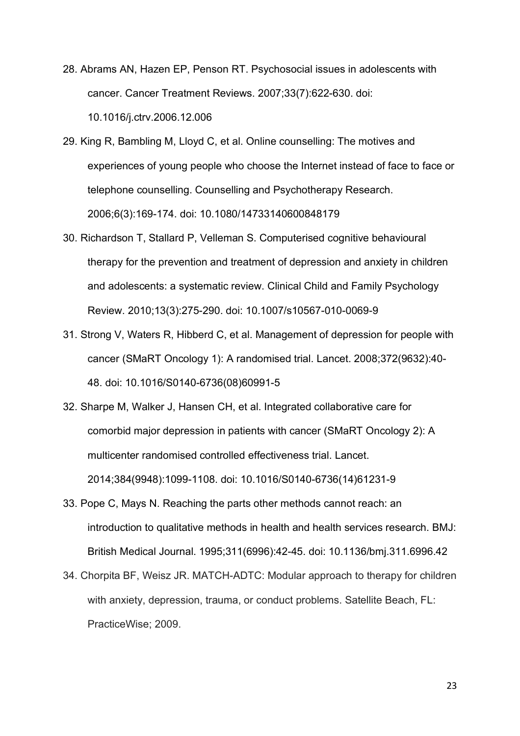28. Abrams AN, Hazen EP, Penson RT. Psychosocial issues in adolescents with cancer. Cancer Treatment Reviews. 2007;33(7):622-630. doi: 10.1016/j.ctrv.2006.12.006

29. King R, Bambling M, Lloyd C, et al. Online counselling: The motives and experiences of young people who choose the Internet instead of face to face or telephone counselling. Counselling and Psychotherapy Research. 2006;6(3):169-174. doi: 10.1080/14733140600848179

30. Richardson T, Stallard P, Velleman S. Computerised cognitive behavioural therapy for the prevention and treatment of depression and anxiety in children and adolescents: a systematic review. Clinical Child and Family Psychology Review. 2010;13(3):275-290. doi: 10.1007/s10567-010-0069-9

31. Strong V, Waters R, Hibberd C, et al. Management of depression for people with cancer (SMaRT Oncology 1): A randomised trial. Lancet. 2008;372(9632):40-48. doi: 10.1016/S0140-6736(08)60991-5

32. Sharpe M, Walker J, Hansen CH, et al. Integrated collaborative care for comorbid major depression in patients with cancer (SMaRT Oncology 2): A multicenter randomised controlled effectiveness trial. Lancet. 2014;384(9948):1099-1108. doi: 10.1016/S0140-6736(14)61231-9

33. Pope C, Mays N. Reaching the parts other methods cannot reach: an introduction to qualitative methods in health and health services research. BMJ: British Medical Journal. 1995;311(6996):42-45. doi: 10.1136/bmj.311.6996.42

34. Chorpita BF, Weisz JR. MATCH-ADTC: Modular approach to therapy for children with anxiety, depression, trauma, or conduct problems. Satellite Beach, FL: PracticeWise; 2009.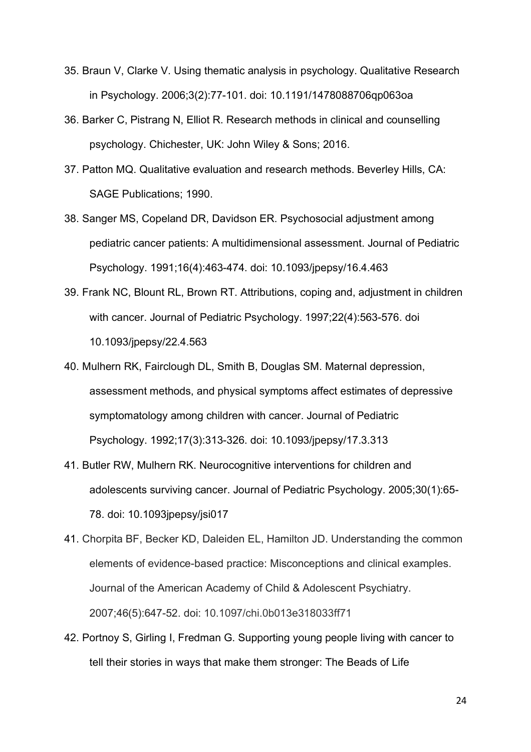35. Braun V, Clarke V. Using thematic analysis in psychology. Qualitative Research in Psychology. 2006;3(2):77-101. doi: 10.1191/1478088706qp063oa

36. Barker C, Pistrang N, Elliot R. Research methods in clinical and counselling psychology. Chichester, UK: John Wiley & Sons; 2016.

37. Patton MQ. Qualitative evaluation and research methods. Beverley Hills, CA: SAGE Publications; 1990.

38. Sanger MS, Copeland DR, Davidson ER. Psychosocial adjustment among pediatric cancer patients: A multidimensional assessment. Journal of Pediatric Psychology. 1991;16(4):463-474. doi: 10.1093/jpepsy/16.4.463

39. Frank NC, Blount RL, Brown RT. Attributions, coping and, adjustment in children with cancer. Journal of Pediatric Psychology. 1997;22(4):563-576. doi 10.1093/jpepsy/22.4.563

40. Mulhern RK, Fairclough DL, Smith B, Douglas SM. Maternal depression, assessment methods, and physical symptoms affect estimates of depressive symptomatology among children with cancer. Journal of Pediatric Psychology. 1992;17(3):313-326. doi: 10.1093/jpepsy/17.3.313

41. Butler RW, Mulhern RK. Neurocognitive interventions for children and adolescents surviving cancer. Journal of Pediatric Psychology. 2005;30(1):65-78. doi: 10.1093jpepsy/jsi017

41. Chorpita BF, Becker KD, Daleiden EL, Hamilton JD. Understanding the common elements of evidence-based practice: Misconceptions and clinical examples. Journal of the American Academy of Child & Adolescent Psychiatry. 2007;46(5):647-52. doi: 10.1097/chi.0b013e318033ff71

42. Portnoy S, Girling I, Fredman G. Supporting young people living with cancer to tell their stories in ways that make them stronger: The Beads of Life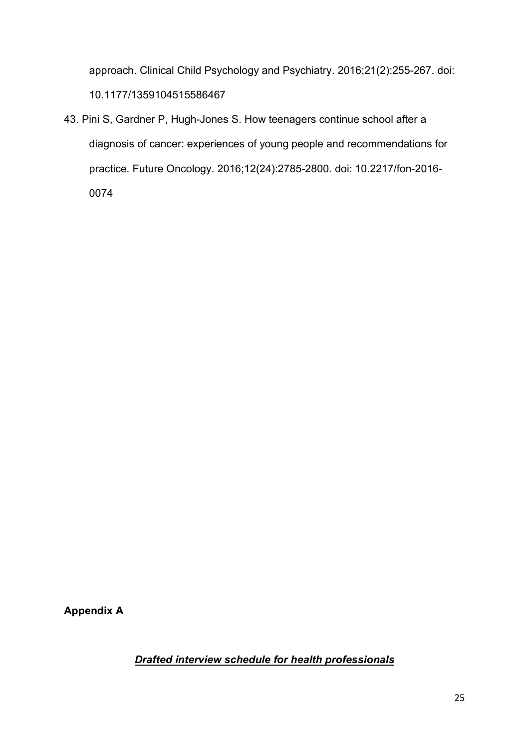approach. Clinical Child Psychology and Psychiatry. 2016;21(2):255-267. doi: 10.1177/1359104515586467

43. Pini S, Gardner P, Hugh-Jones S. How teenagers continue school after a diagnosis of cancer: experiences of young people and recommendations for practice. Future Oncology. 2016;12(24):2785-2800. doi: 10.2217/fon-2016-0074

**Appendix A**

***Drafted interview schedule for health professionals***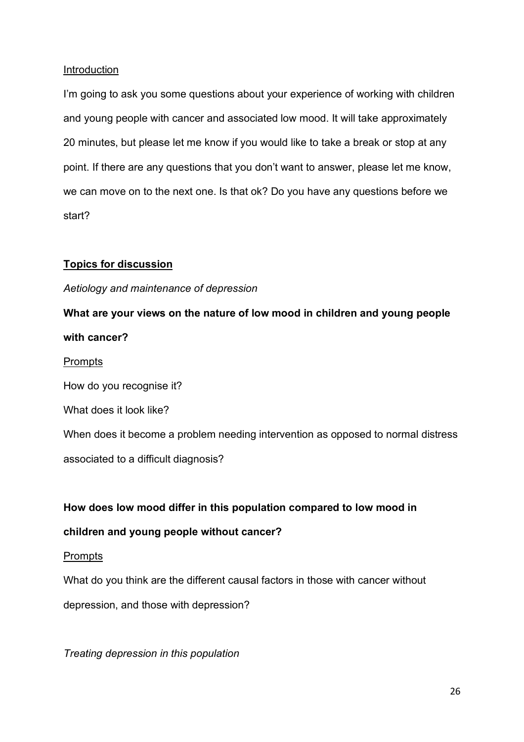<u>Introduction</u>

I'm going to ask you some questions about your experience of working with children and young people with cancer and associated low mood. It will take approximately 20 minutes, but please let me know if you would like to take a break or stop at any point. If there are any questions that you don't want to answer, please let me know, we can move on to the next one. Is that ok? Do you have any questions before we start?

## <u>Topics for discussion</u>

*Aetiology and maintenance of depression*

**What are your views on the nature of low mood in children and young people with cancer?**

<u>Prompts</u>

How do you recognise it?

What does it look like?

When does it become a problem needing intervention as opposed to normal distress associated to a difficult diagnosis?

**How does low mood differ in this population compared to low mood in children and young people without cancer?**

<u>Prompts</u>

What do you think are the different causal factors in those with cancer without depression, and those with depression?

*Treating depression in this population*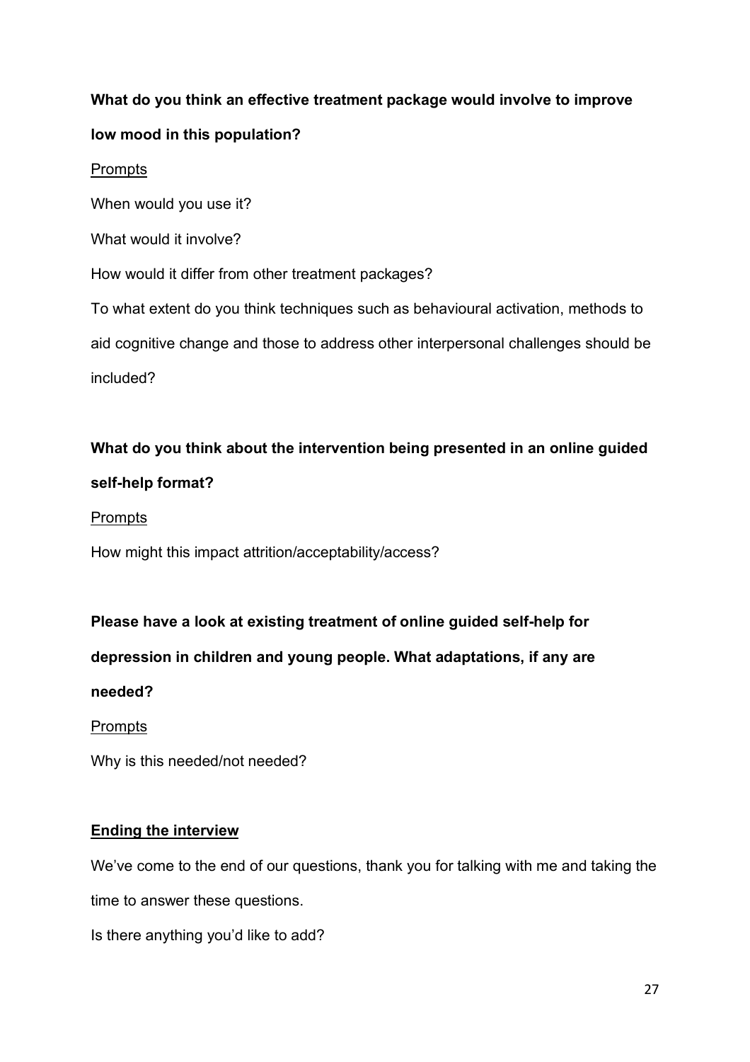**What do you think an effective treatment package would involve to improve low mood in this population?**

Prompts

When would you use it?

What would it involve?

How would it differ from other treatment packages?

To what extent do you think techniques such as behavioural activation, methods to aid cognitive change and those to address other interpersonal challenges should be included?

**What do you think about the intervention being presented in an online guided self-help format?**

Prompts

How might this impact attrition/acceptability/access?

**Please have a look at existing treatment of online guided self-help for depression in children and young people. What adaptations, if any are needed?**

Prompts

Why is this needed/not needed?

**Ending the interview**

We've come to the end of our questions, thank you for talking with me and taking the time to answer these questions.

Is there anything you'd like to add?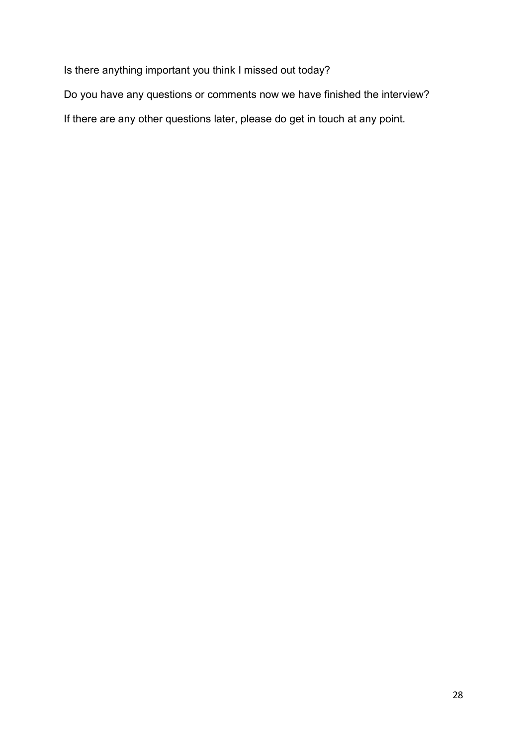Is there anything important you think I missed out today?

Do you have any questions or comments now we have finished the interview?

If there are any other questions later, please do get in touch at any point.